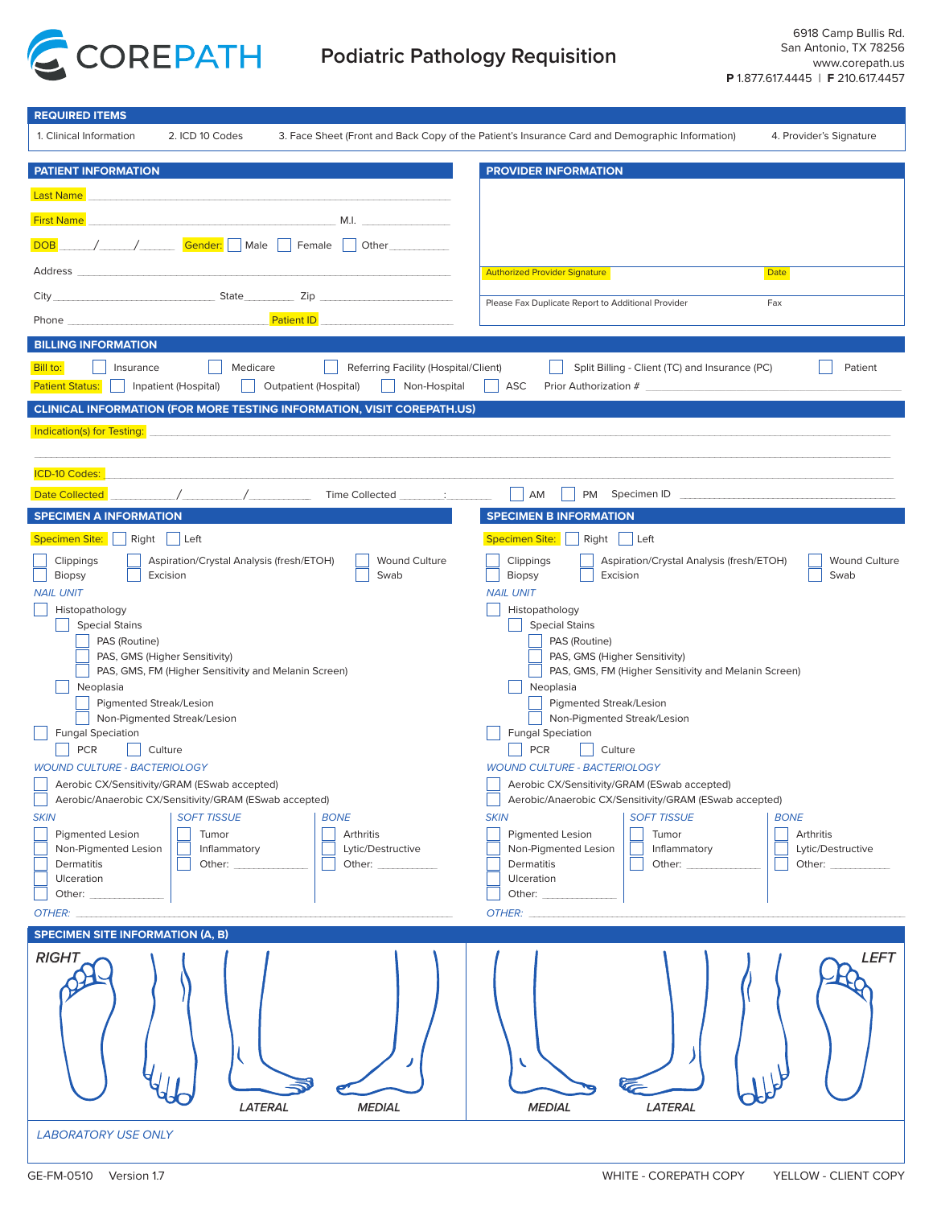# COREPATH

## Podiatric Pathology Requisition

6918 Camp Bullis Rd.
San Antonio, TX 78256
www.corepath.us
**P** 1.877.617.4445 | **F** 210.617.4457

### REQUIRED ITEMS

1. Clinical Information 2. ICD 10 Codes 3. Face Sheet (Front and Back Copy of the Patient's Insurance Card and Demographic Information) 4. Provider's Signature

### PATIENT INFORMATION

Last Name ____________________

First Name ____________________ M.I. __________

DOB ____/____/____ Gender: ☐ Male ☐ Female ☐ Other ________

Address ____________________

City ____________ State ________ Zip ________

Phone ____________ Patient ID ____________

### PROVIDER INFORMATION

Authorized Provider Signature ____________ Date ________

Please Fax Duplicate Report to Additional Provider ____________ Fax ________

### BILLING INFORMATION

Bill to: ☐ Insurance ☐ Medicare ☐ Referring Facility (Hospital/Client) ☐ Split Billing - Client (TC) and Insurance (PC) ☐ Patient

Patient Status: ☐ Inpatient (Hospital) ☐ Outpatient (Hospital) ☐ Non-Hospital ☐ ASC Prior Authorization # ____________

### CLINICAL INFORMATION (FOR MORE TESTING INFORMATION, VISIT COREPATH.US)

Indication(s) for Testing: ____________________

ICD-10 Codes: ____________________

Date Collected ____/____/____ Time Collected ____:____ ☐ AM ☐ PM Specimen ID ____________

### SPECIMEN A INFORMATION

Specimen Site: ☐ Right ☐ Left

☐ Clippings ☐ Aspiration/Crystal Analysis (fresh/ETOH) ☐ Wound Culture
☐ Biopsy ☐ Excision ☐ Swab

*NAIL UNIT*

- ☐ Histopathology
  - ☐ Special Stains
    - ☐ PAS (Routine)
    - ☐ PAS, GMS (Higher Sensitivity)
    - ☐ PAS, GMS, FM (Higher Sensitivity and Melanin Screen)
  - ☐ Neoplasia
    - ☐ Pigmented Streak/Lesion
    - ☐ Non-Pigmented Streak/Lesion
- ☐ Fungal Speciation
  - ☐ PCR ☐ Culture

*WOUND CULTURE - BACTERIOLOGY*

- ☐ Aerobic CX/Sensitivity/GRAM (ESwab accepted)
- ☐ Aerobic/Anaerobic CX/Sensitivity/GRAM (ESwab accepted)

| *SKIN* | *SOFT TISSUE* | *BONE* |
|---|---|---|
| ☐ Pigmented Lesion | ☐ Tumor | ☐ Arthritis |
| ☐ Non-Pigmented Lesion | ☐ Inflammatory | ☐ Lytic/Destructive |
| ☐ Dermatitis | ☐ Other: ________ | ☐ Other: ________ |
| ☐ Ulceration | | |
| ☐ Other: ________ | | |

*OTHER:* ____________________

### SPECIMEN B INFORMATION

Specimen Site: ☐ Right ☐ Left

☐ Clippings ☐ Aspiration/Crystal Analysis (fresh/ETOH) ☐ Wound Culture
☐ Biopsy ☐ Excision ☐ Swab

*NAIL UNIT*

- ☐ Histopathology
  - ☐ Special Stains
    - ☐ PAS (Routine)
    - ☐ PAS, GMS (Higher Sensitivity)
    - ☐ PAS, GMS, FM (Higher Sensitivity and Melanin Screen)
  - ☐ Neoplasia
    - ☐ Pigmented Streak/Lesion
    - ☐ Non-Pigmented Streak/Lesion
- ☐ Fungal Speciation
  - ☐ PCR ☐ Culture

*WOUND CULTURE - BACTERIOLOGY*

- ☐ Aerobic CX/Sensitivity/GRAM (ESwab accepted)
- ☐ Aerobic/Anaerobic CX/Sensitivity/GRAM (ESwab accepted)

| *SKIN* | *SOFT TISSUE* | *BONE* |
|---|---|---|
| ☐ Pigmented Lesion | ☐ Tumor | ☐ Arthritis |
| ☐ Non-Pigmented Lesion | ☐ Inflammatory | ☐ Lytic/Destructive |
| ☐ Dermatitis | ☐ Other: ________ | ☐ Other: ________ |
| ☐ Ulceration | | |
| ☐ Other: ________ | | |

*OTHER:* ____________________

### SPECIMEN SITE INFORMATION (A, B)

*RIGHT* *LATERAL* *MEDIAL* *MEDIAL* *LATERAL* *LEFT*

*LABORATORY USE ONLY*

GE-FM-0510 Version 1.7 WHITE - COREPATH COPY YELLOW - CLIENT COPY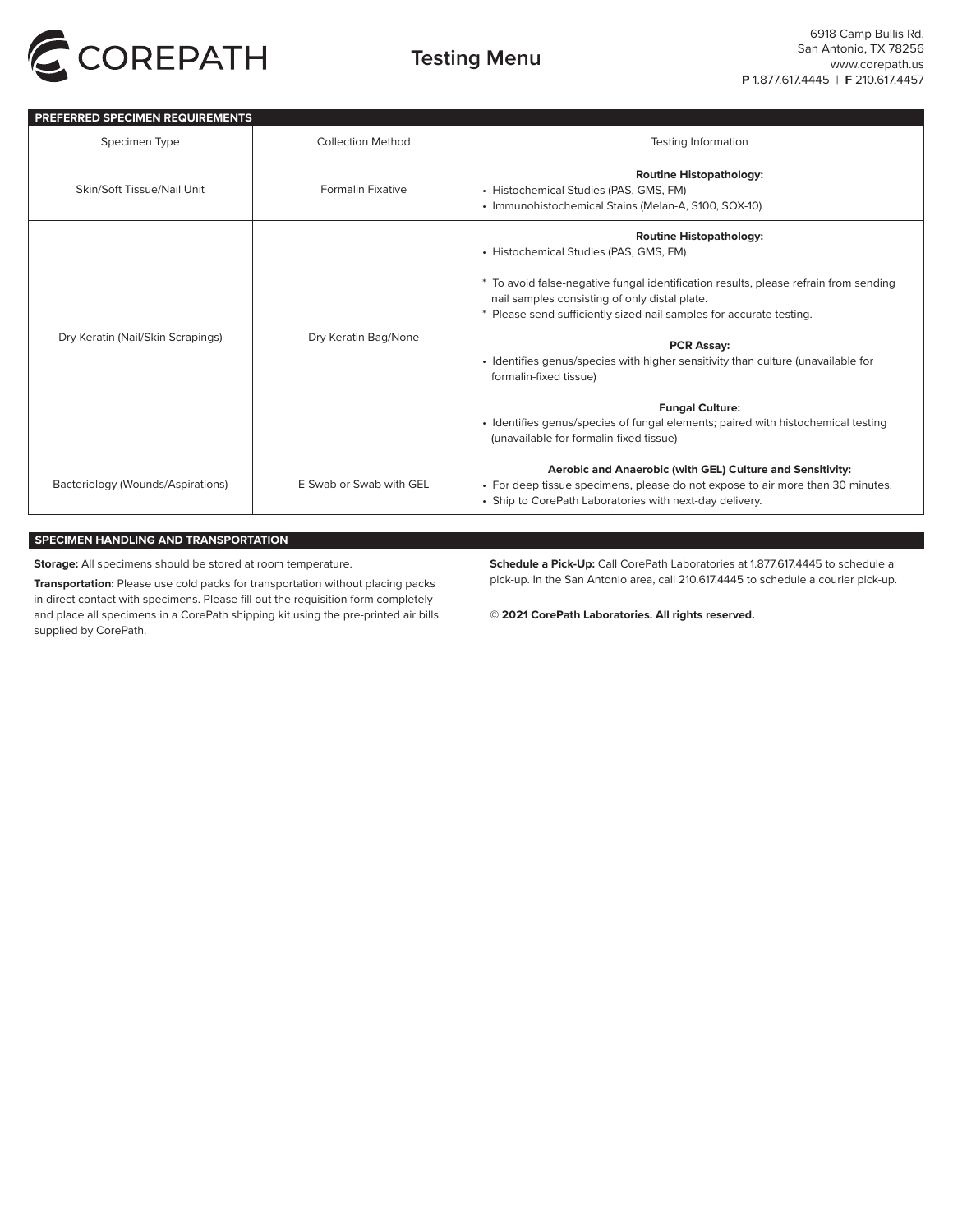# COREPATH

## Testing Menu

6918 Camp Bullis Rd.
San Antonio, TX 78256
www.corepath.us
**P** 1.877.617.4445 | **F** 210.617.4457

### PREFERRED SPECIMEN REQUIREMENTS

| Specimen Type | Collection Method | Testing Information |
|---|---|---|
| Skin/Soft Tissue/Nail Unit | Formalin Fixative | **Routine Histopathology:**<br>• Histochemical Studies (PAS, GMS, FM)<br>• Immunohistochemical Stains (Melan-A, S100, SOX-10) |
| Dry Keratin (Nail/Skin Scrapings) | Dry Keratin Bag/None | **Routine Histopathology:**<br>• Histochemical Studies (PAS, GMS, FM)<br><br>* To avoid false-negative fungal identification results, please refrain from sending nail samples consisting of only distal plate.<br>* Please send sufficiently sized nail samples for accurate testing.<br><br>**PCR Assay:**<br>• Identifies genus/species with higher sensitivity than culture (unavailable for formalin-fixed tissue)<br><br>**Fungal Culture:**<br>• Identifies genus/species of fungal elements; paired with histochemical testing (unavailable for formalin-fixed tissue) |
| Bacteriology (Wounds/Aspirations) | E-Swab or Swab with GEL | **Aerobic and Anaerobic (with GEL) Culture and Sensitivity:**<br>• For deep tissue specimens, please do not expose to air more than 30 minutes.<br>• Ship to CorePath Laboratories with next-day delivery. |

### SPECIMEN HANDLING AND TRANSPORTATION

**Storage:** All specimens should be stored at room temperature.

**Transportation:** Please use cold packs for transportation without placing packs in direct contact with specimens. Please fill out the requisition form completely and place all specimens in a CorePath shipping kit using the pre-printed air bills supplied by CorePath.

**Schedule a Pick-Up:** Call CorePath Laboratories at 1.877.617.4445 to schedule a pick-up. In the San Antonio area, call 210.617.4445 to schedule a courier pick-up.

© **2021 CorePath Laboratories. All rights reserved.**